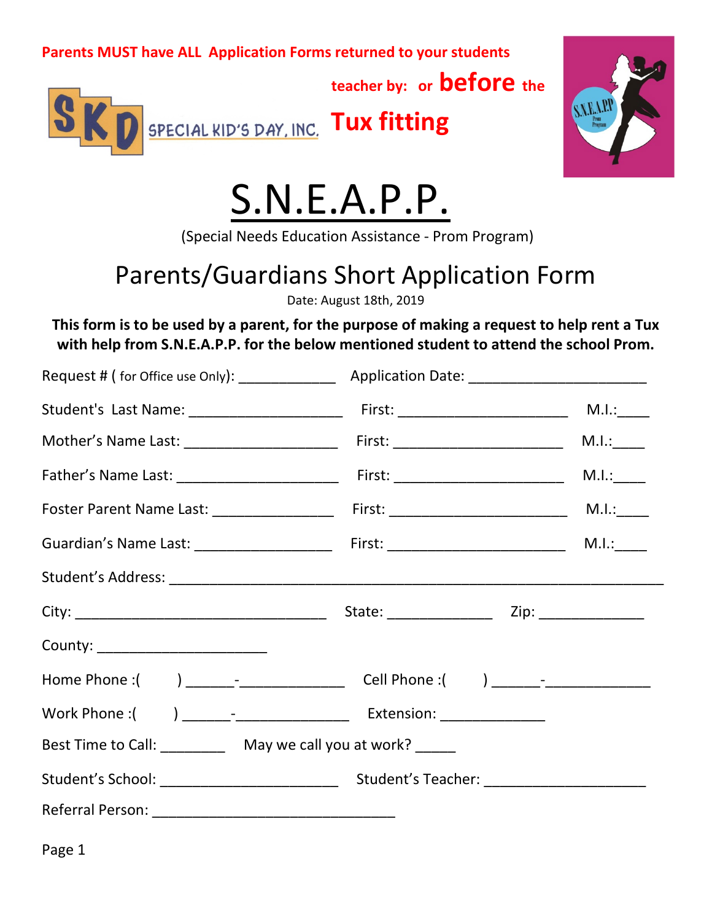**Parents MUST have ALL Application Forms returned to your students teacher by: or before the Tux fitting**

SKD SPECIAL KID'S DAY, INC.

# S.N.E.A.P.P.

(Special Needs Education Assistance - Prom Program)

## Parents/Guardians Short Application Form

Date: August 18th, 2019

**This form is to be used by a parent, for the purpose of making a request to help rent a Tux with help from S.N.E.A.P.P. for the below mentioned student to attend the school Prom.**

Request # ( for Office use Only): ____________ Application Date: ______________________

Student's Last Name: ___________________ First: _____________________ M.I.:____

Mother's Name Last: ___________________ First: _____________________ M.I.:____

Father's Name Last: ____________________ First: _____________________ M.I.:____

Foster Parent Name Last: _______________ First: ______________________ M.I.:____

Guardian's Name Last: _________________ First: ______________________ M.I.:____

Student's Address: ______________________________________________________________

City: ________________________________ State: _____________ Zip: _____________

County: _____________________

Home Phone :( ) ______-_____________ Cell Phone :( ) ______-_____________

Work Phone :( ) ______-______________ Extension: _____________

Best Time to Call: ________ May we call you at work? _____

Student's School: ______________________ Student's Teacher: ____________________

Referral Person: ______________________________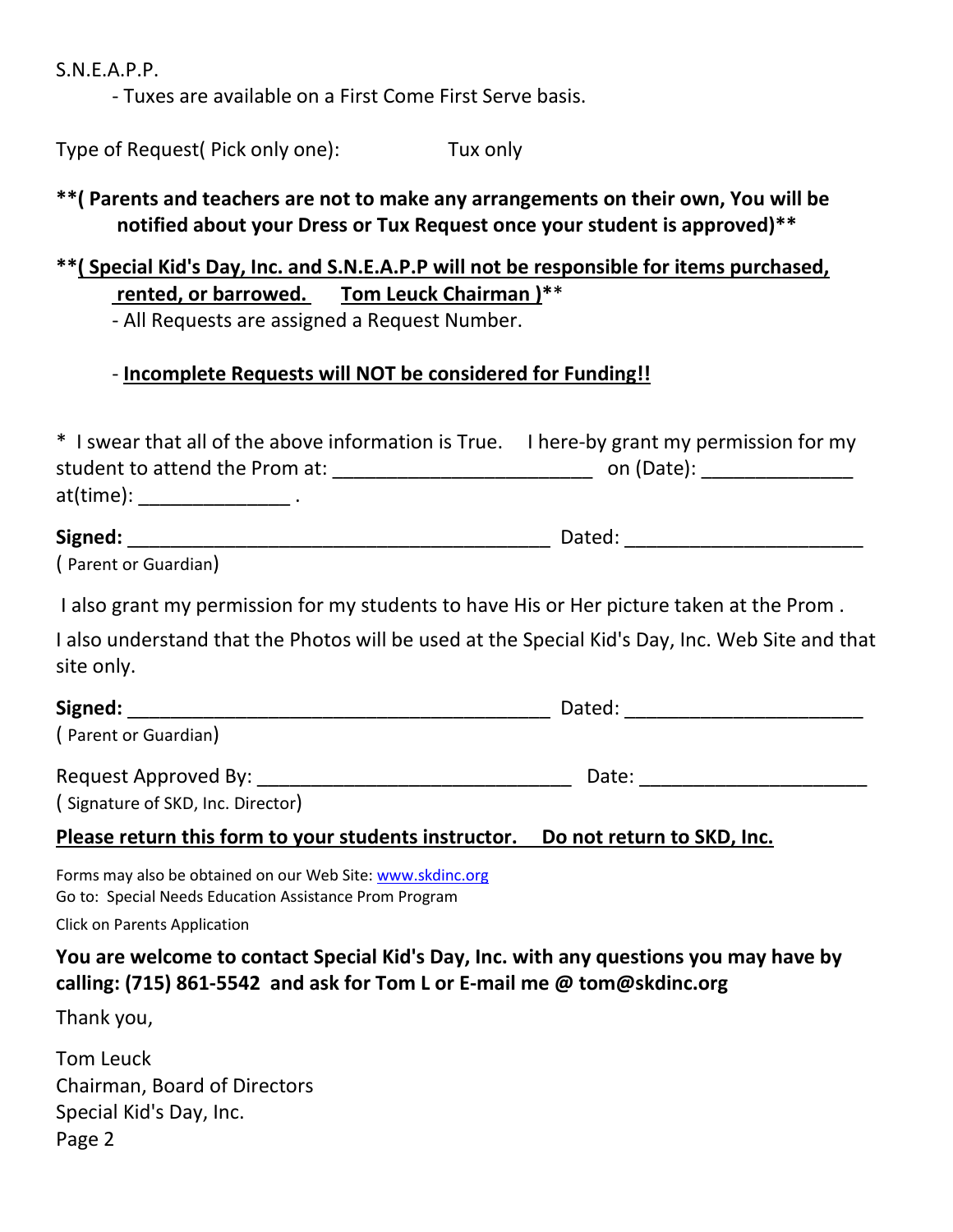S.N.E.A.P.P.

- Tuxes are available on a First Come First Serve basis.

Type of Request( Pick only one): Tux only

**\*\*( Parents and teachers are not to make any arrangements on their own, You will be notified about your Dress or Tux Request once your student is approved)\*\***

**\*\*( Special Kid's Day, Inc. and S.N.E.A.P.P will not be responsible for items purchased, rented, or barrowed. Tom Leuck Chairman )\*\***

- All Requests are assigned a Request Number.

- **Incomplete Requests will NOT be considered for Funding!!**

\* I swear that all of the above information is True. I here-by grant my permission for my student to attend the Prom at: ________________________ on (Date): ______________ at(time): ______________ .

**Signed:** ________________________________________ Dated: ______________________
( Parent or Guardian)

I also grant my permission for my students to have His or Her picture taken at the Prom .

I also understand that the Photos will be used at the Special Kid's Day, Inc. Web Site and that site only.

**Signed:** ________________________________________ Dated: ______________________
( Parent or Guardian)

Request Approved By: _____________________________ Date: _____________________
( Signature of SKD, Inc. Director)

**Please return this form to your students instructor. Do not return to SKD, Inc.**

Forms may also be obtained on our Web Site: www.skdinc.org
Go to: Special Needs Education Assistance Prom Program

Click on Parents Application

**You are welcome to contact Special Kid's Day, Inc. with any questions you may have by calling: (715) 861-5542 and ask for Tom L or E-mail me @ tom@skdinc.org**

Thank you,

Tom Leuck
Chairman, Board of Directors
Special Kid's Day, Inc.